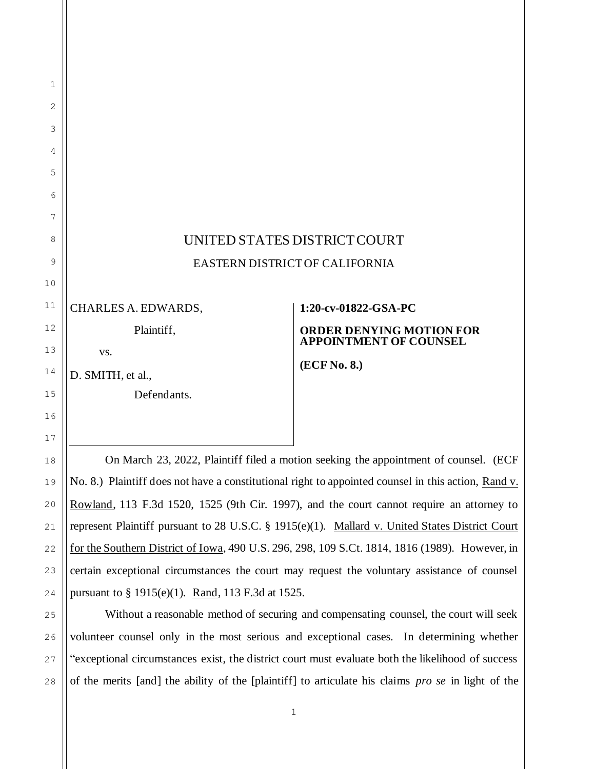# UNITED STATES DISTRICT COURT

## EASTERN DISTRICT OF CALIFORNIA

| | |
|---|---|
| CHARLES A. EDWARDS,<br><br>Plaintiff,<br><br>vs.<br><br>D. SMITH, et al.,<br><br>Defendants. | **1:20-cv-01822-GSA-PC**<br><br>**ORDER DENYING MOTION FOR APPOINTMENT OF COUNSEL**<br><br>**(ECF No. 8.)** |

On March 23, 2022, Plaintiff filed a motion seeking the appointment of counsel. (ECF No. 8.) Plaintiff does not have a constitutional right to appointed counsel in this action, Rand v. Rowland, 113 F.3d 1520, 1525 (9th Cir. 1997), and the court cannot require an attorney to represent Plaintiff pursuant to 28 U.S.C. § 1915(e)(1). Mallard v. United States District Court for the Southern District of Iowa, 490 U.S. 296, 298, 109 S.Ct. 1814, 1816 (1989). However, in certain exceptional circumstances the court may request the voluntary assistance of counsel pursuant to § 1915(e)(1). Rand, 113 F.3d at 1525.

Without a reasonable method of securing and compensating counsel, the court will seek volunteer counsel only in the most serious and exceptional cases. In determining whether "exceptional circumstances exist, the district court must evaluate both the likelihood of success of the merits [and] the ability of the [plaintiff] to articulate his claims *pro se* in light of the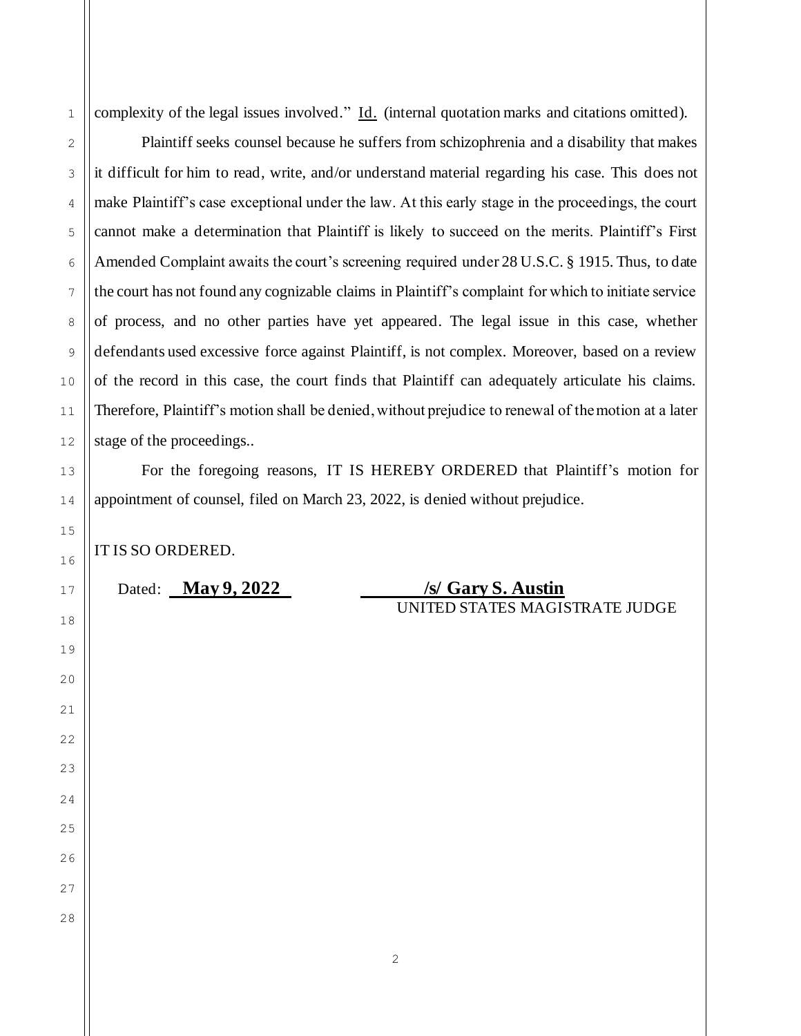complexity of the legal issues involved." Id. (internal quotation marks and citations omitted).

Plaintiff seeks counsel because he suffers from schizophrenia and a disability that makes it difficult for him to read, write, and/or understand material regarding his case. This does not make Plaintiff's case exceptional under the law. At this early stage in the proceedings, the court cannot make a determination that Plaintiff is likely to succeed on the merits. Plaintiff's First Amended Complaint awaits the court's screening required under 28 U.S.C. § 1915. Thus, to date the court has not found any cognizable claims in Plaintiff's complaint for which to initiate service of process, and no other parties have yet appeared. The legal issue in this case, whether defendants used excessive force against Plaintiff, is not complex. Moreover, based on a review of the record in this case, the court finds that Plaintiff can adequately articulate his claims. Therefore, Plaintiff's motion shall be denied, without prejudice to renewal of the motion at a later stage of the proceedings..

For the foregoing reasons, IT IS HEREBY ORDERED that Plaintiff's motion for appointment of counsel, filed on March 23, 2022, is denied without prejudice.

IT IS SO ORDERED.

Dated: **May 9, 2022**

**/s/ Gary S. Austin**
UNITED STATES MAGISTRATE JUDGE